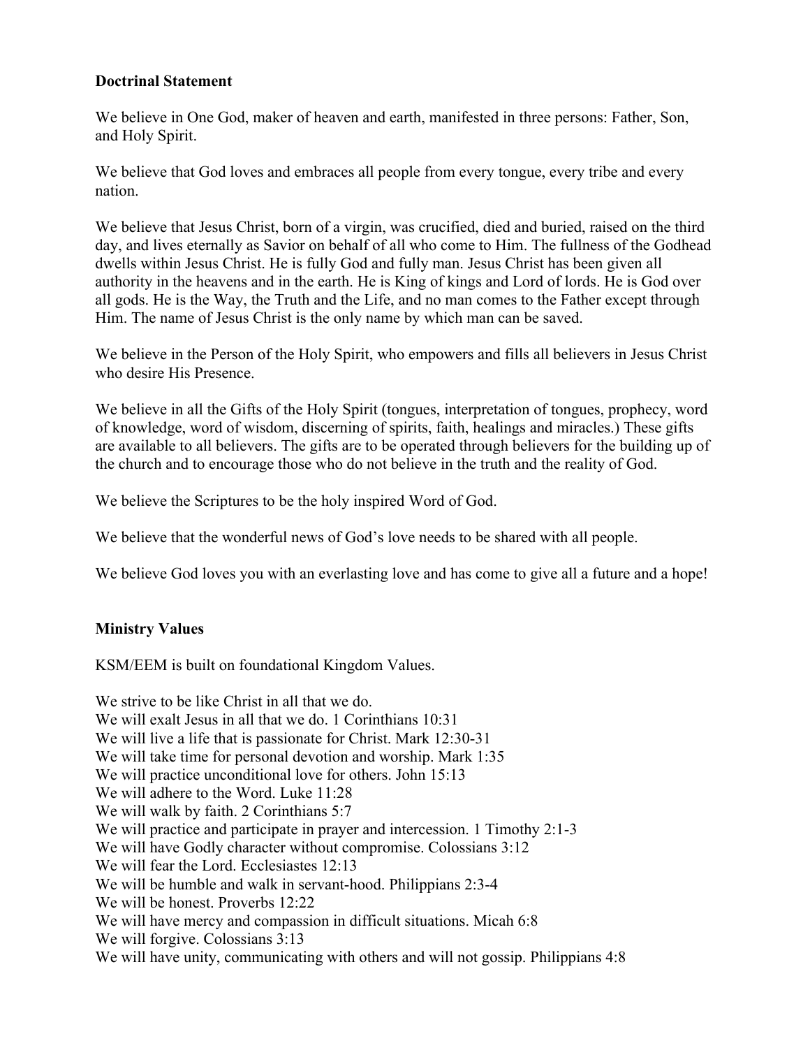**Doctrinal Statement**

We believe in One God, maker of heaven and earth, manifested in three persons: Father, Son, and Holy Spirit.

We believe that God loves and embraces all people from every tongue, every tribe and every nation.

We believe that Jesus Christ, born of a virgin, was crucified, died and buried, raised on the third day, and lives eternally as Savior on behalf of all who come to Him. The fullness of the Godhead dwells within Jesus Christ. He is fully God and fully man. Jesus Christ has been given all authority in the heavens and in the earth. He is King of kings and Lord of lords. He is God over all gods. He is the Way, the Truth and the Life, and no man comes to the Father except through Him. The name of Jesus Christ is the only name by which man can be saved.

We believe in the Person of the Holy Spirit, who empowers and fills all believers in Jesus Christ who desire His Presence.

We believe in all the Gifts of the Holy Spirit (tongues, interpretation of tongues, prophecy, word of knowledge, word of wisdom, discerning of spirits, faith, healings and miracles.) These gifts are available to all believers. The gifts are to be operated through believers for the building up of the church and to encourage those who do not believe in the truth and the reality of God.

We believe the Scriptures to be the holy inspired Word of God.

We believe that the wonderful news of God's love needs to be shared with all people.

We believe God loves you with an everlasting love and has come to give all a future and a hope!

**Ministry Values**

KSM/EEM is built on foundational Kingdom Values.

We strive to be like Christ in all that we do.
We will exalt Jesus in all that we do. 1 Corinthians 10:31
We will live a life that is passionate for Christ. Mark 12:30-31
We will take time for personal devotion and worship. Mark 1:35
We will practice unconditional love for others. John 15:13
We will adhere to the Word. Luke 11:28
We will walk by faith. 2 Corinthians 5:7
We will practice and participate in prayer and intercession. 1 Timothy 2:1-3
We will have Godly character without compromise. Colossians 3:12
We will fear the Lord. Ecclesiastes 12:13
We will be humble and walk in servant-hood. Philippians 2:3-4
We will be honest. Proverbs 12:22
We will have mercy and compassion in difficult situations. Micah 6:8
We will forgive. Colossians 3:13
We will have unity, communicating with others and will not gossip. Philippians 4:8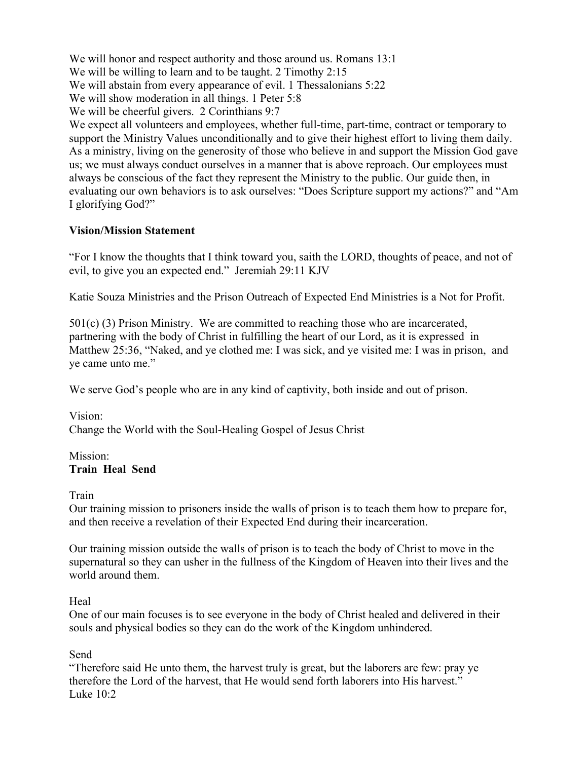We will honor and respect authority and those around us. Romans 13:1
We will be willing to learn and to be taught. 2 Timothy 2:15
We will abstain from every appearance of evil. 1 Thessalonians 5:22
We will show moderation in all things. 1 Peter 5:8
We will be cheerful givers. 2 Corinthians 9:7
We expect all volunteers and employees, whether full-time, part-time, contract or temporary to support the Ministry Values unconditionally and to give their highest effort to living them daily. As a ministry, living on the generosity of those who believe in and support the Mission God gave us; we must always conduct ourselves in a manner that is above reproach. Our employees must always be conscious of the fact they represent the Ministry to the public. Our guide then, in evaluating our own behaviors is to ask ourselves: "Does Scripture support my actions?" and "Am I glorifying God?"

**Vision/Mission Statement**

"For I know the thoughts that I think toward you, saith the LORD, thoughts of peace, and not of evil, to give you an expected end." Jeremiah 29:11 KJV

Katie Souza Ministries and the Prison Outreach of Expected End Ministries is a Not for Profit.

501(c) (3) Prison Ministry. We are committed to reaching those who are incarcerated, partnering with the body of Christ in fulfilling the heart of our Lord, as it is expressed in Matthew 25:36, "Naked, and ye clothed me: I was sick, and ye visited me: I was in prison, and ye came unto me."

We serve God's people who are in any kind of captivity, both inside and out of prison.

Vision:
Change the World with the Soul-Healing Gospel of Jesus Christ

Mission:
**Train Heal Send**

Train
Our training mission to prisoners inside the walls of prison is to teach them how to prepare for, and then receive a revelation of their Expected End during their incarceration.

Our training mission outside the walls of prison is to teach the body of Christ to move in the supernatural so they can usher in the fullness of the Kingdom of Heaven into their lives and the world around them.

Heal
One of our main focuses is to see everyone in the body of Christ healed and delivered in their souls and physical bodies so they can do the work of the Kingdom unhindered.

Send
"Therefore said He unto them, the harvest truly is great, but the laborers are few: pray ye therefore the Lord of the harvest, that He would send forth laborers into His harvest."
Luke 10:2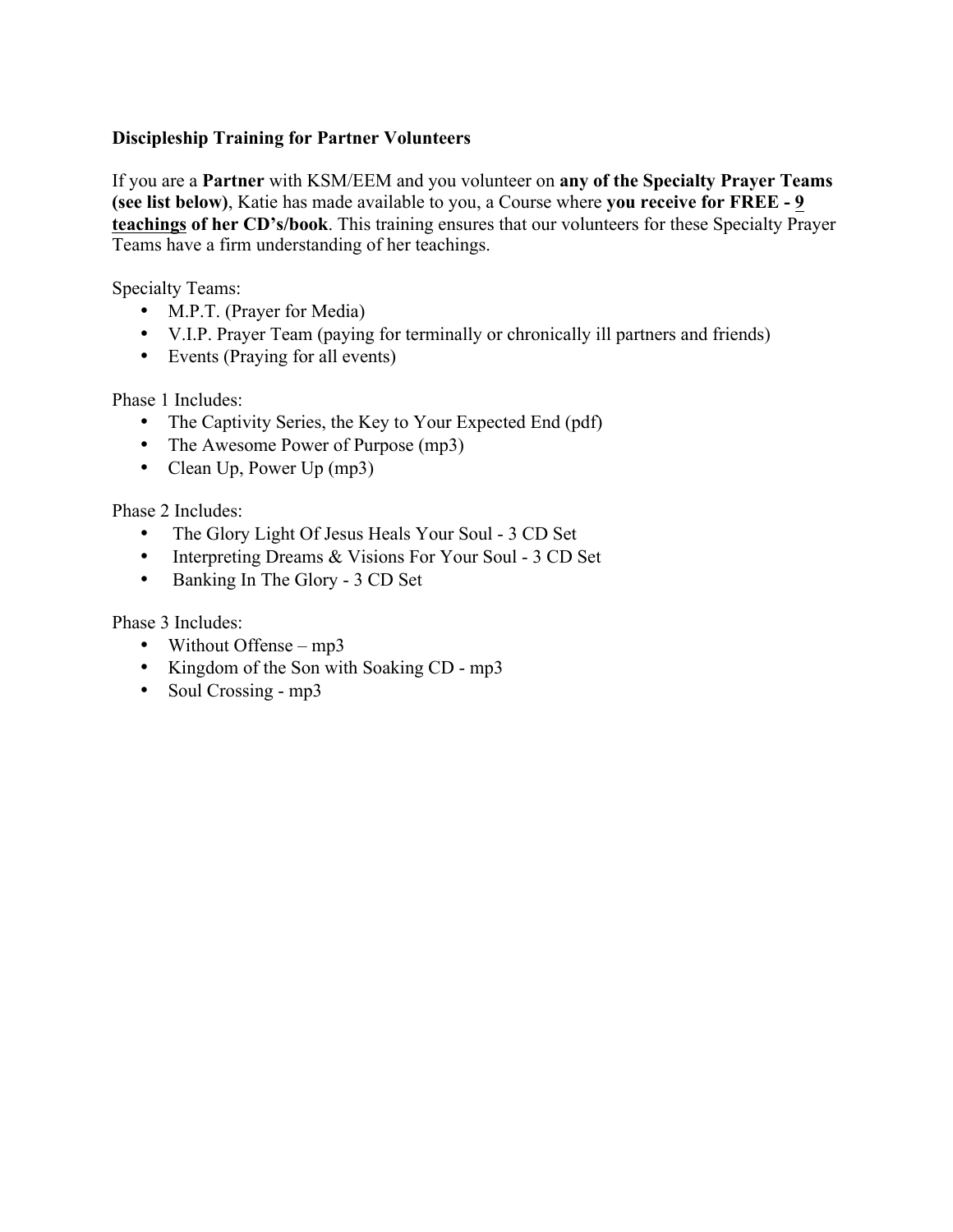**Discipleship Training for Partner Volunteers**

If you are a **Partner** with KSM/EEM and you volunteer on **any of the Specialty Prayer Teams (see list below)**, Katie has made available to you, a Course where **you receive for FREE - <u>9 teachings</u> of her CD's/book**. This training ensures that our volunteers for these Specialty Prayer Teams have a firm understanding of her teachings.

Specialty Teams:

- M.P.T. (Prayer for Media)
- V.I.P. Prayer Team (paying for terminally or chronically ill partners and friends)
- Events (Praying for all events)

Phase 1 Includes:

- The Captivity Series, the Key to Your Expected End (pdf)
- The Awesome Power of Purpose (mp3)
- Clean Up, Power Up (mp3)

Phase 2 Includes:

- The Glory Light Of Jesus Heals Your Soul - 3 CD Set
- Interpreting Dreams & Visions For Your Soul - 3 CD Set
- Banking In The Glory - 3 CD Set

Phase 3 Includes:

- Without Offense – mp3
- Kingdom of the Son with Soaking CD - mp3
- Soul Crossing - mp3